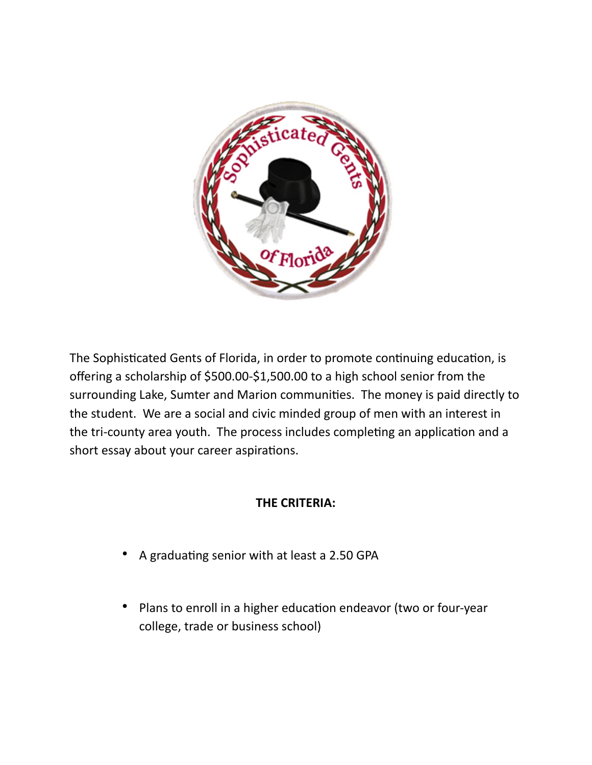The Sophisticated Gents of Florida, in order to promote continuing education, is offering a scholarship of $500.00-$1,500.00 to a high school senior from the surrounding Lake, Sumter and Marion communities. The money is paid directly to the student. We are a social and civic minded group of men with an interest in the tri-county area youth. The process includes completing an application and a short essay about your career aspirations.

**THE CRITERIA:**

- A graduating senior with at least a 2.50 GPA
- Plans to enroll in a higher education endeavor (two or four-year college, trade or business school)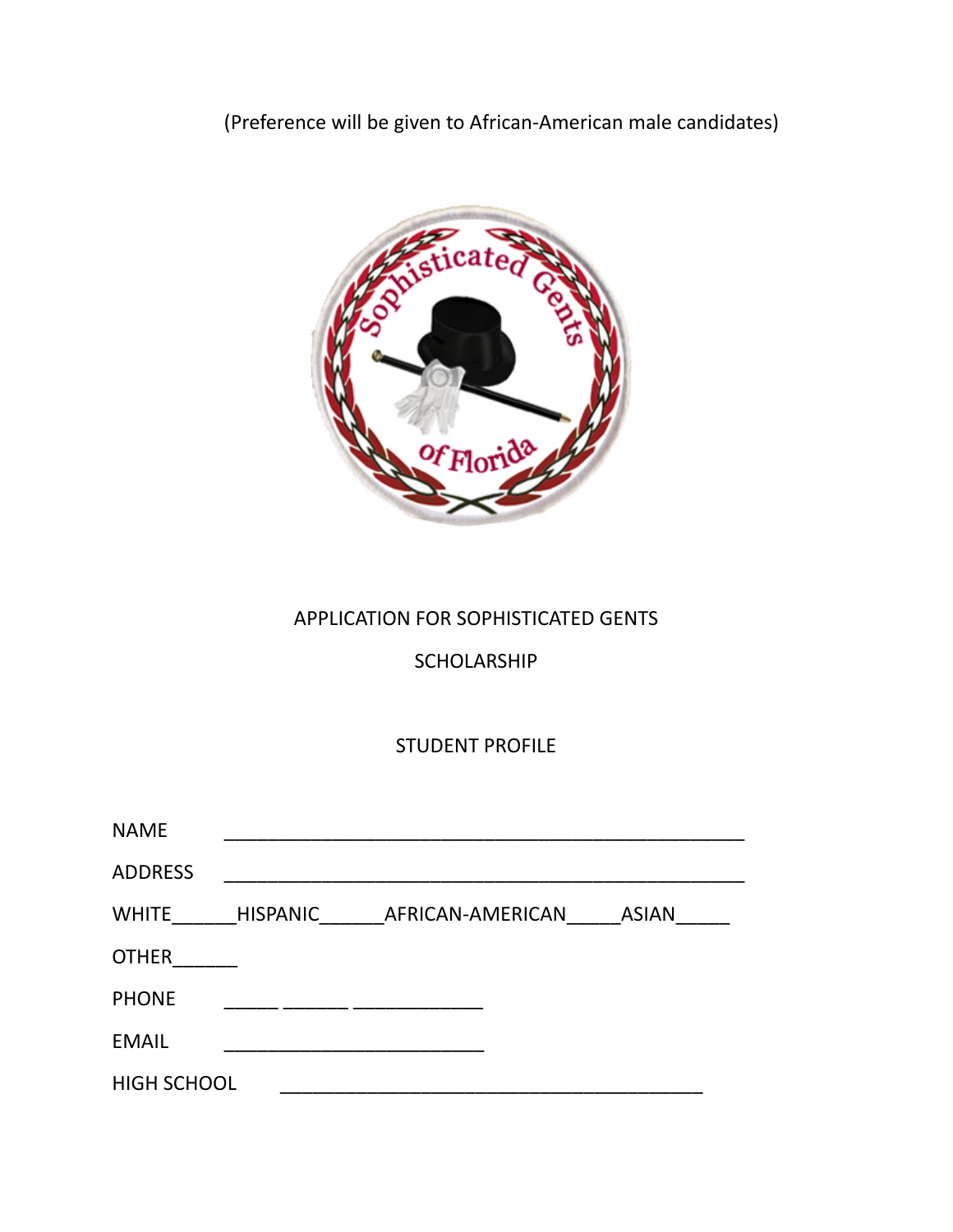(Preference will be given to African-American male candidates)

APPLICATION FOR SOPHISTICATED GENTS

SCHOLARSHIP

STUDENT PROFILE

NAME ______________________________________________________

ADDRESS ______________________________________________________

WHITE______HISPANIC______AFRICAN-AMERICAN_____ASIAN_____

OTHER______

PHONE _____ ______ ____________

EMAIL _________________________

HIGH SCHOOL _________________________________________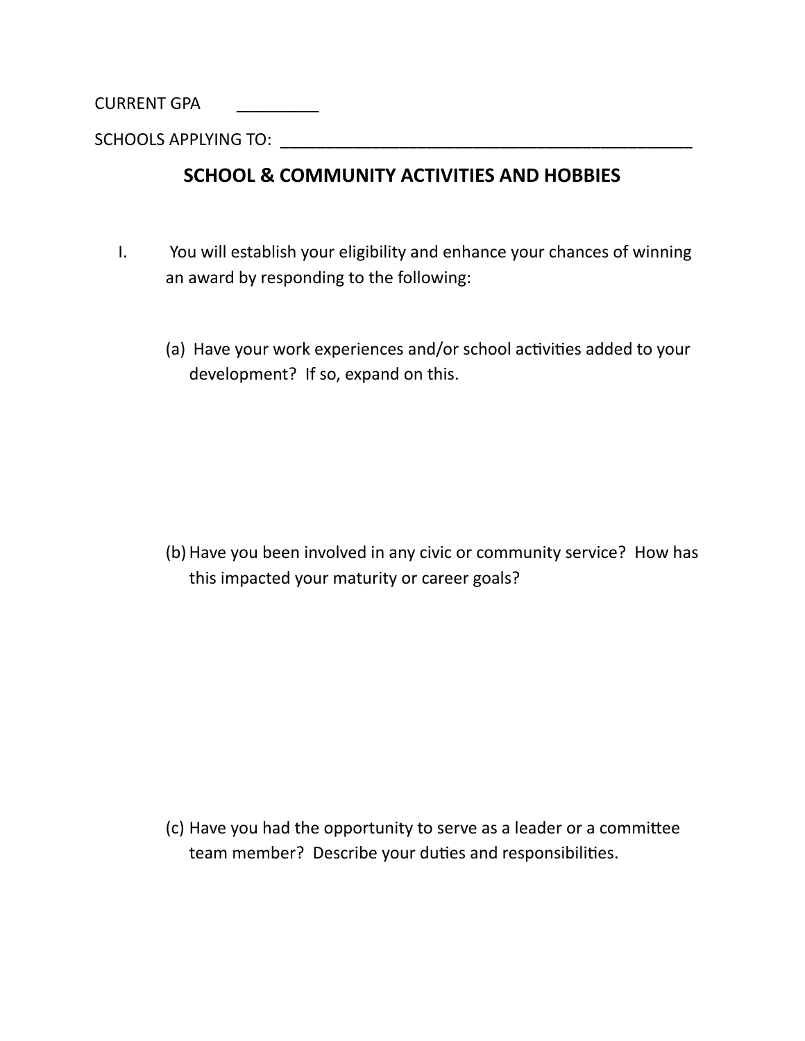CURRENT GPA _________

SCHOOLS APPLYING TO: ______________________________________________

## SCHOOL & COMMUNITY ACTIVITIES AND HOBBIES

I. You will establish your eligibility and enhance your chances of winning an award by responding to the following:

(a) Have your work experiences and/or school activities added to your development? If so, expand on this.

(b) Have you been involved in any civic or community service? How has this impacted your maturity or career goals?

(c) Have you had the opportunity to serve as a leader or a committee team member? Describe your duties and responsibilities.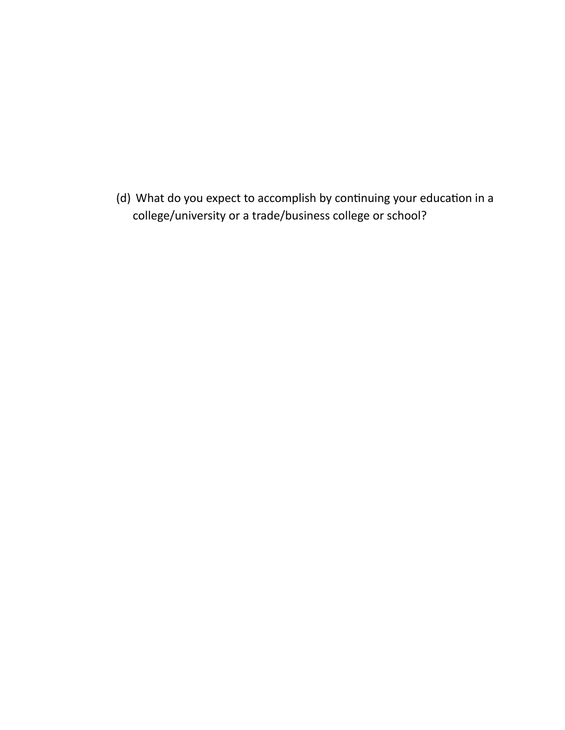(d) What do you expect to accomplish by continuing your education in a college/university or a trade/business college or school?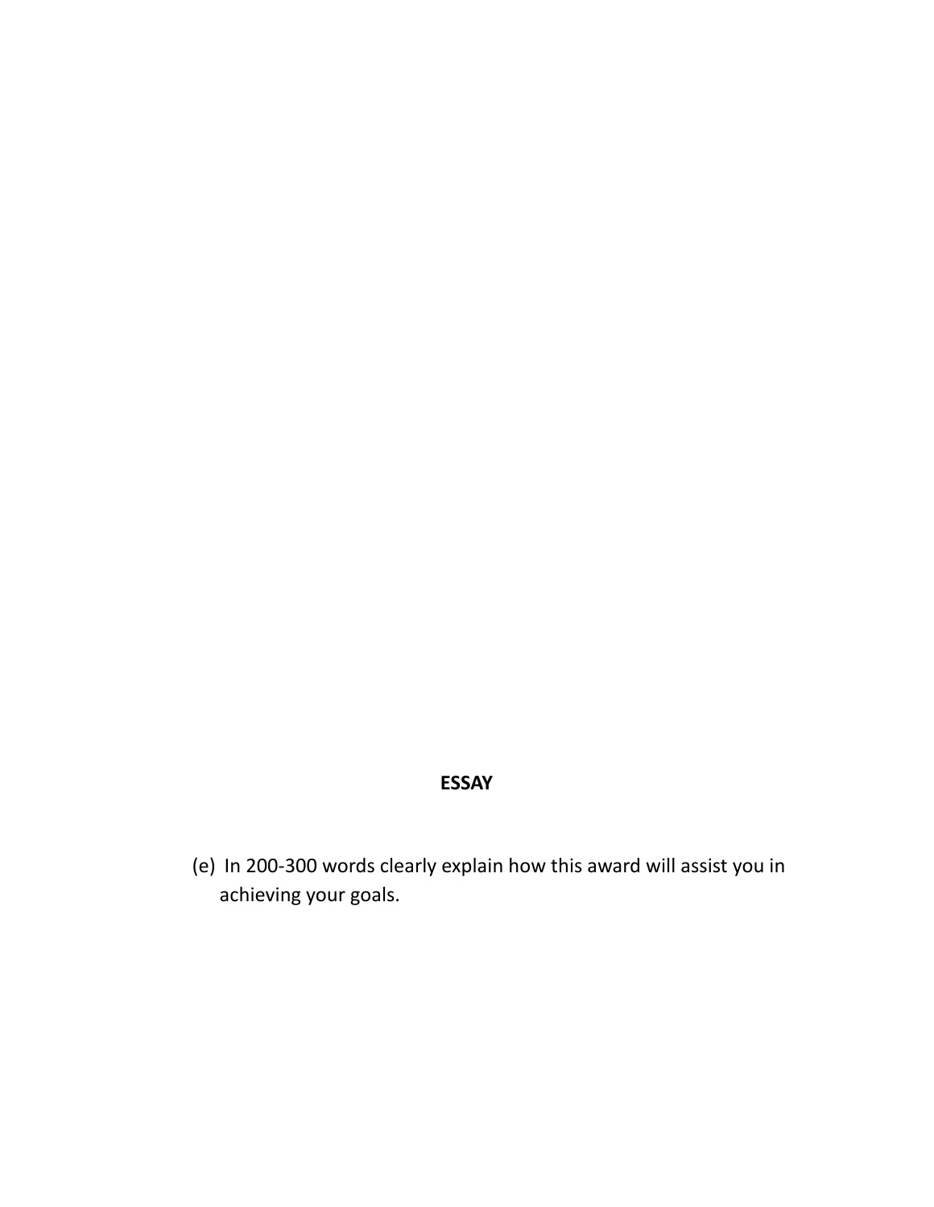**ESSAY**

(e) In 200-300 words clearly explain how this award will assist you in achieving your goals.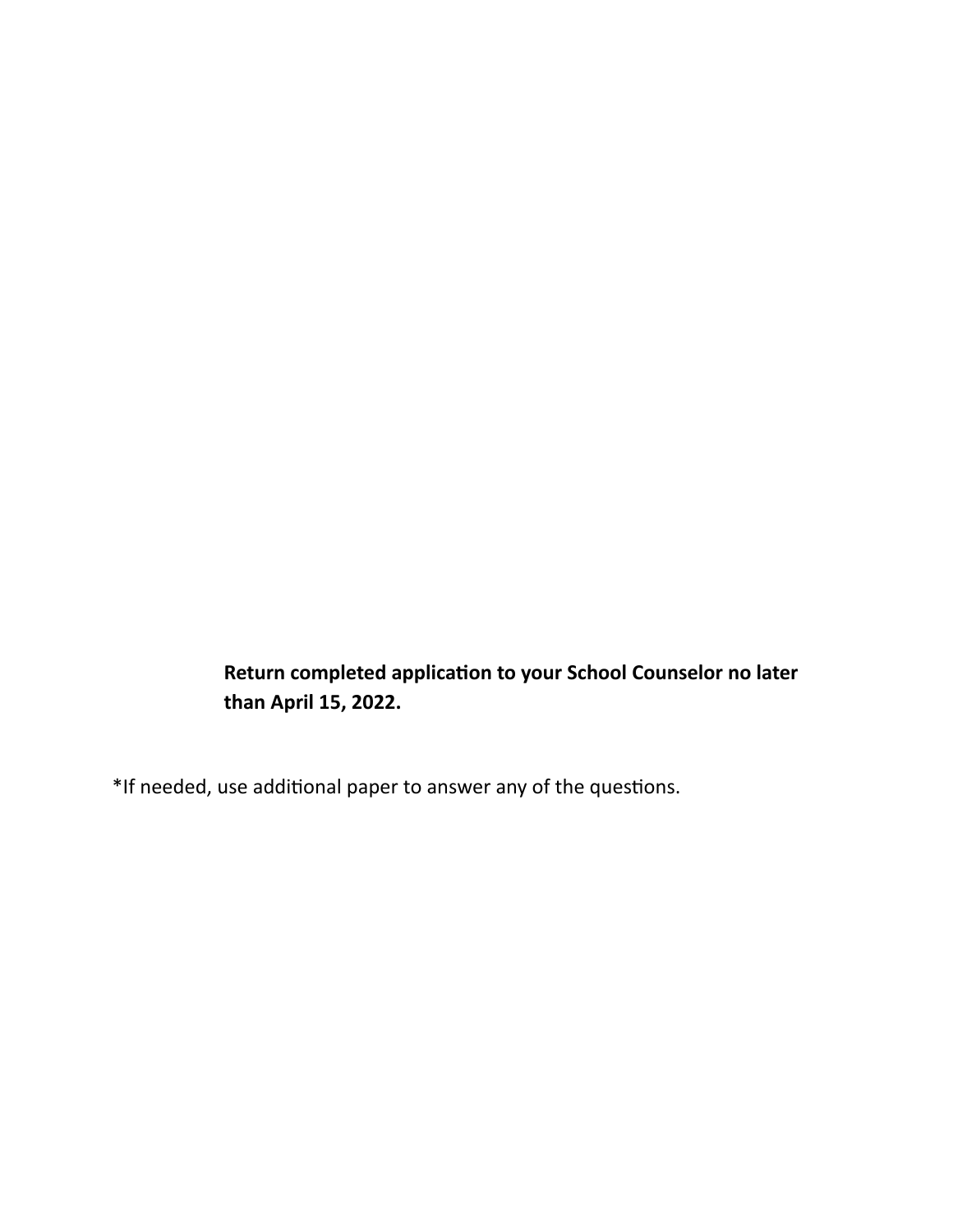**Return completed application to your School Counselor no later than April 15, 2022.**

*If needed, use additional paper to answer any of the questions.